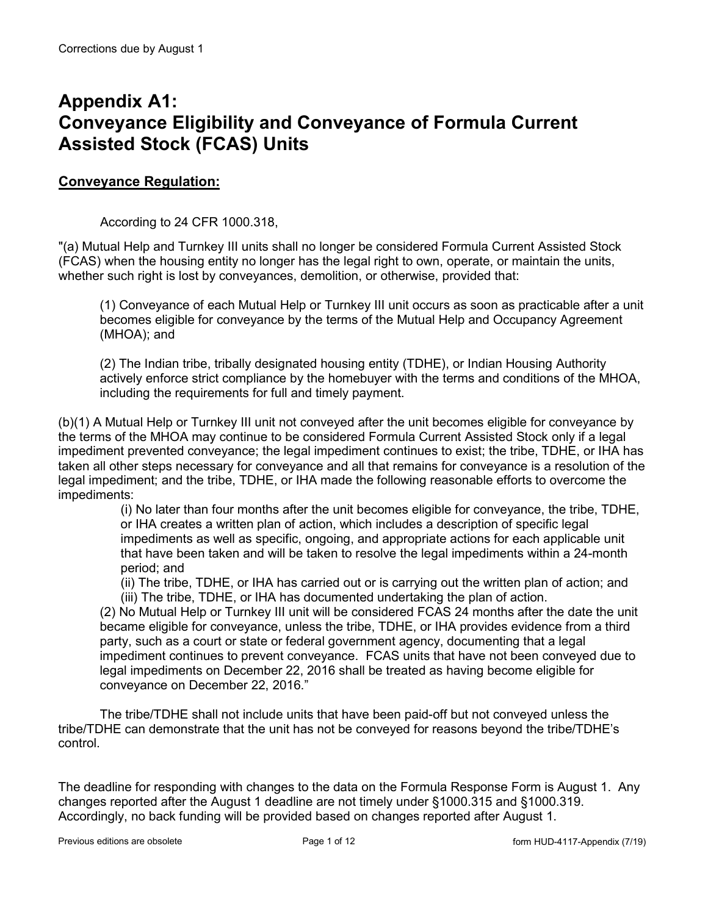# Appendix A1: Conveyance Eligibility and Conveyance of Formula Current Assisted Stock (FCAS) Units

## Conveyance Regulation:

According to 24 CFR 1000.318,

"(a) Mutual Help and Turnkey III units shall no longer be considered Formula Current Assisted Stock (FCAS) when the housing entity no longer has the legal right to own, operate, or maintain the units, whether such right is lost by conveyances, demolition, or otherwise, provided that:

(1) Conveyance of each Mutual Help or Turnkey III unit occurs as soon as practicable after a unit becomes eligible for conveyance by the terms of the Mutual Help and Occupancy Agreement (MHOA); and

(2) The Indian tribe, tribally designated housing entity (TDHE), or Indian Housing Authority actively enforce strict compliance by the homebuyer with the terms and conditions of the MHOA, including the requirements for full and timely payment.

(b)(1) A Mutual Help or Turnkey III unit not conveyed after the unit becomes eligible for conveyance by the terms of the MHOA may continue to be considered Formula Current Assisted Stock only if a legal impediment prevented conveyance; the legal impediment continues to exist; the tribe, TDHE, or IHA has taken all other steps necessary for conveyance and all that remains for conveyance is a resolution of the legal impediment; and the tribe, TDHE, or IHA made the following reasonable efforts to overcome the impediments:

(i) No later than four months after the unit becomes eligible for conveyance, the tribe, TDHE, or IHA creates a written plan of action, which includes a description of specific legal impediments as well as specific, ongoing, and appropriate actions for each applicable unit that have been taken and will be taken to resolve the legal impediments within a 24-month period; and

(ii) The tribe, TDHE, or IHA has carried out or is carrying out the written plan of action; and

(iii) The tribe, TDHE, or IHA has documented undertaking the plan of action.

(2) No Mutual Help or Turnkey III unit will be considered FCAS 24 months after the date the unit became eligible for conveyance, unless the tribe, TDHE, or IHA provides evidence from a third party, such as a court or state or federal government agency, documenting that a legal impediment continues to prevent conveyance. FCAS units that have not been conveyed due to legal impediments on December 22, 2016 shall be treated as having become eligible for conveyance on December 22, 2016."

The tribe/TDHE shall not include units that have been paid-off but not conveyed unless the tribe/TDHE can demonstrate that the unit has not be conveyed for reasons beyond the tribe/TDHE's control.

The deadline for responding with changes to the data on the Formula Response Form is August 1. Any changes reported after the August 1 deadline are not timely under §1000.315 and §1000.319. Accordingly, no back funding will be provided based on changes reported after August 1.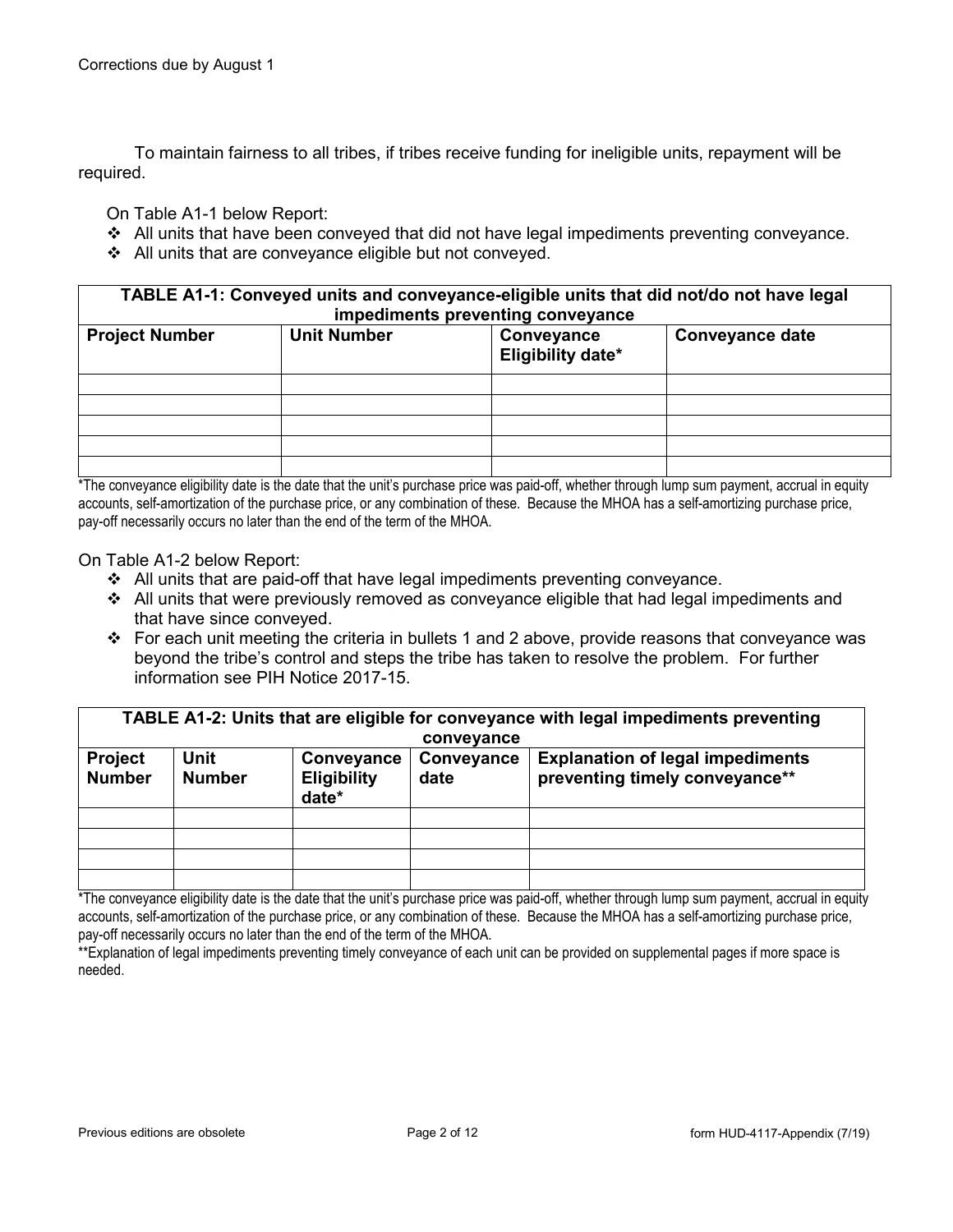Corrections due by August 1

To maintain fairness to all tribes, if tribes receive funding for ineligible units, repayment will be required.

On Table A1-1 below Report:

- All units that have been conveyed that did not have legal impediments preventing conveyance.
- All units that are conveyance eligible but not conveyed.

| **TABLE A1-1: Conveyed units and conveyance-eligible units that did not/do not have legal impediments preventing conveyance** | | | |
|---|---|---|---|
| **Project Number** | **Unit Number** | **Conveyance Eligibility date*** | **Conveyance date** |
| | | | |
| | | | |
| | | | |
| | | | |
| | | | |

*The conveyance eligibility date is the date that the unit's purchase price was paid-off, whether through lump sum payment, accrual in equity accounts, self-amortization of the purchase price, or any combination of these. Because the MHOA has a self-amortizing purchase price, pay-off necessarily occurs no later than the end of the term of the MHOA.

On Table A1-2 below Report:

- All units that are paid-off that have legal impediments preventing conveyance.
- All units that were previously removed as conveyance eligible that had legal impediments and that have since conveyed.
- For each unit meeting the criteria in bullets 1 and 2 above, provide reasons that conveyance was beyond the tribe's control and steps the tribe has taken to resolve the problem. For further information see PIH Notice 2017-15.

| **TABLE A1-2: Units that are eligible for conveyance with legal impediments preventing conveyance** | | | | |
|---|---|---|---|---|
| **Project Number** | **Unit Number** | **Conveyance Eligibility date*** | **Conveyance date** | **Explanation of legal impediments preventing timely conveyance**** |
| | | | | |
| | | | | |
| | | | | |
| | | | | |

*The conveyance eligibility date is the date that the unit's purchase price was paid-off, whether through lump sum payment, accrual in equity accounts, self-amortization of the purchase price, or any combination of these. Because the MHOA has a self-amortizing purchase price, pay-off necessarily occurs no later than the end of the term of the MHOA.

**Explanation of legal impediments preventing timely conveyance of each unit can be provided on supplemental pages if more space is needed.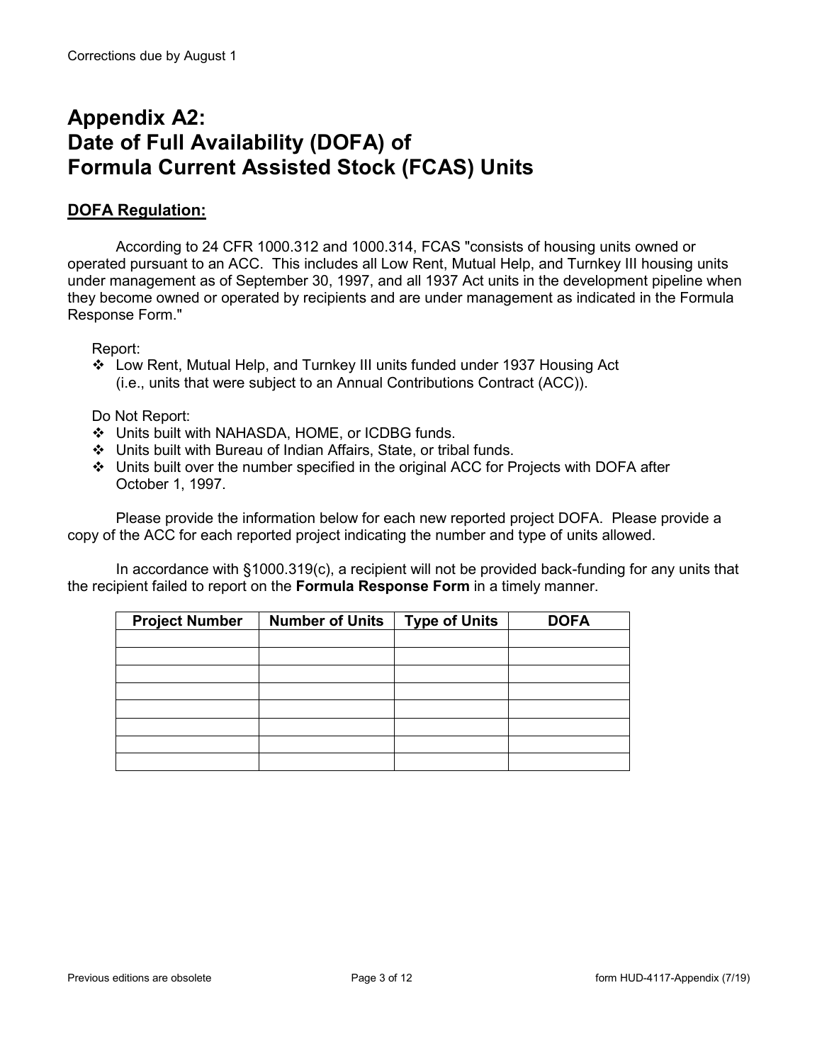Corrections due by August 1

# Appendix A2: Date of Full Availability (DOFA) of Formula Current Assisted Stock (FCAS) Units

## DOFA Regulation:

According to 24 CFR 1000.312 and 1000.314, FCAS "consists of housing units owned or operated pursuant to an ACC. This includes all Low Rent, Mutual Help, and Turnkey III housing units under management as of September 30, 1997, and all 1937 Act units in the development pipeline when they become owned or operated by recipients and are under management as indicated in the Formula Response Form."

Report:

- ❖ Low Rent, Mutual Help, and Turnkey III units funded under 1937 Housing Act (i.e., units that were subject to an Annual Contributions Contract (ACC)).

Do Not Report:

- ❖ Units built with NAHASDA, HOME, or ICDBG funds.
- ❖ Units built with Bureau of Indian Affairs, State, or tribal funds.
- ❖ Units built over the number specified in the original ACC for Projects with DOFA after October 1, 1997.

Please provide the information below for each new reported project DOFA. Please provide a copy of the ACC for each reported project indicating the number and type of units allowed.

In accordance with §1000.319(c), a recipient will not be provided back-funding for any units that the recipient failed to report on the **Formula Response Form** in a timely manner.

| Project Number | Number of Units | Type of Units | DOFA |
|---|---|---|---|
| | | | |
| | | | |
| | | | |
| | | | |
| | | | |
| | | | |
| | | | |
| | | | |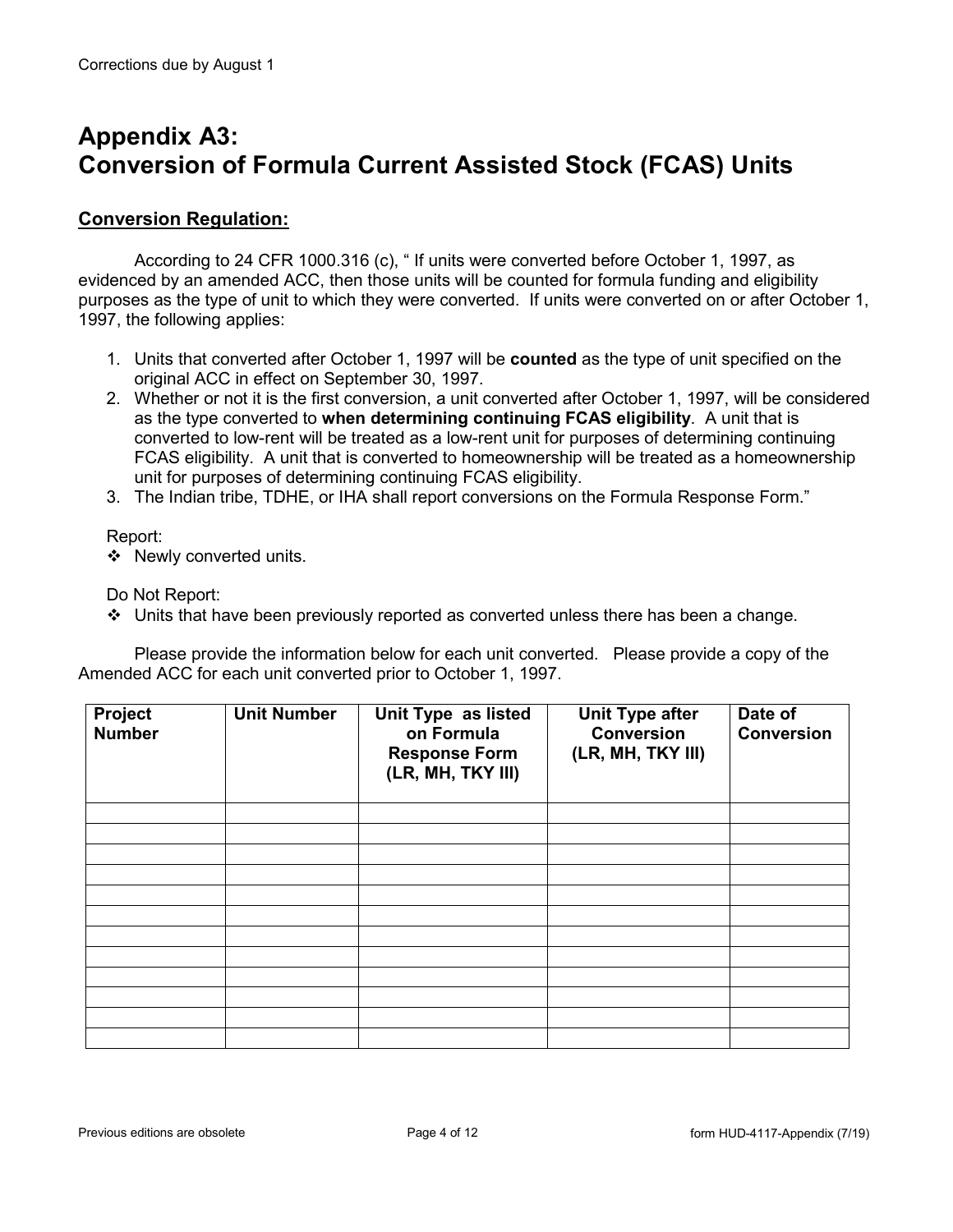Corrections due by August 1

# Appendix A3: Conversion of Formula Current Assisted Stock (FCAS) Units

## Conversion Regulation:

According to 24 CFR 1000.316 (c), " If units were converted before October 1, 1997, as evidenced by an amended ACC, then those units will be counted for formula funding and eligibility purposes as the type of unit to which they were converted. If units were converted on or after October 1, 1997, the following applies:

1. Units that converted after October 1, 1997 will be **counted** as the type of unit specified on the original ACC in effect on September 30, 1997.
2. Whether or not it is the first conversion, a unit converted after October 1, 1997, will be considered as the type converted to **when determining continuing FCAS eligibility**. A unit that is converted to low-rent will be treated as a low-rent unit for purposes of determining continuing FCAS eligibility. A unit that is converted to homeownership will be treated as a homeownership unit for purposes of determining continuing FCAS eligibility.
3. The Indian tribe, TDHE, or IHA shall report conversions on the Formula Response Form."

Report:

- ❖ Newly converted units.

Do Not Report:

- ❖ Units that have been previously reported as converted unless there has been a change.

Please provide the information below for each unit converted. Please provide a copy of the Amended ACC for each unit converted prior to October 1, 1997.

| Project Number | Unit Number | Unit Type as listed on Formula Response Form (LR, MH, TKY III) | Unit Type after Conversion (LR, MH, TKY III) | Date of Conversion |
|---|---|---|---|---|
| | | | | |
| | | | | |
| | | | | |
| | | | | |
| | | | | |
| | | | | |
| | | | | |
| | | | | |
| | | | | |
| | | | | |
| | | | | |
| | | | | |

Previous editions are obsolete

form HUD-4117-Appendix (7/19)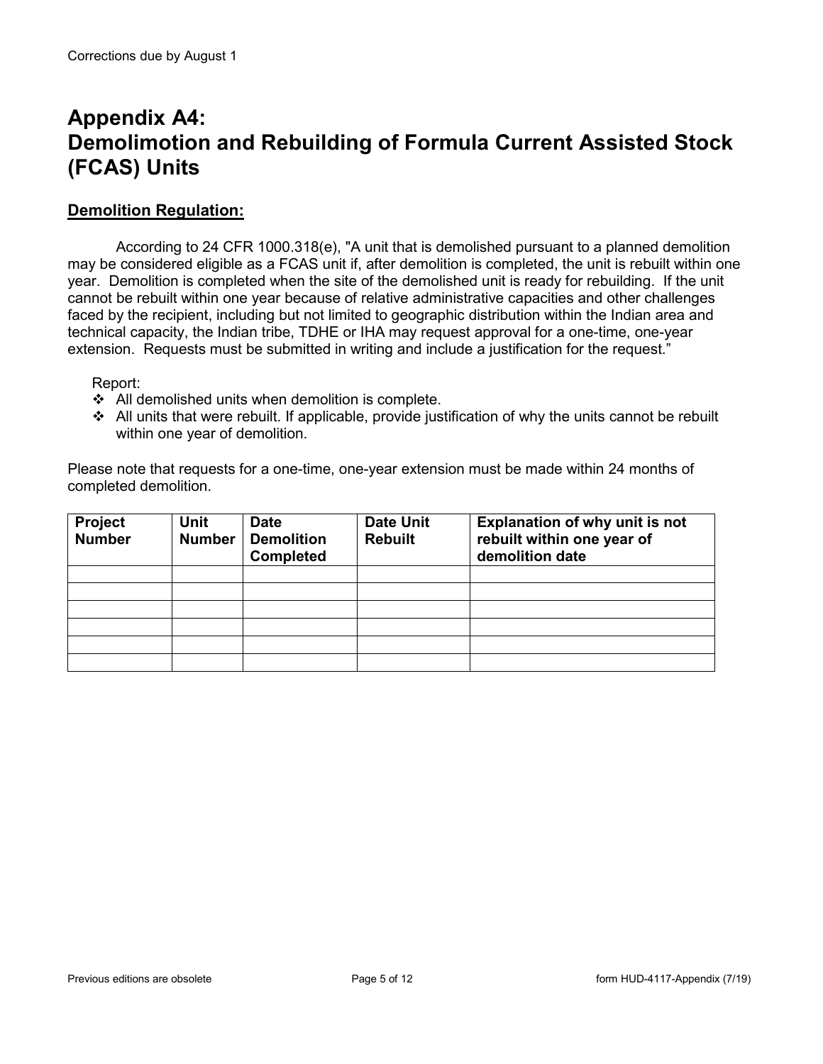Corrections due by August 1

# Appendix A4: Demolimotion and Rebuilding of Formula Current Assisted Stock (FCAS) Units

## Demolition Regulation:

According to 24 CFR 1000.318(e), "A unit that is demolished pursuant to a planned demolition may be considered eligible as a FCAS unit if, after demolition is completed, the unit is rebuilt within one year. Demolition is completed when the site of the demolished unit is ready for rebuilding. If the unit cannot be rebuilt within one year because of relative administrative capacities and other challenges faced by the recipient, including but not limited to geographic distribution within the Indian area and technical capacity, the Indian tribe, TDHE or IHA may request approval for a one-time, one-year extension. Requests must be submitted in writing and include a justification for the request."

Report:

- All demolished units when demolition is complete.
- All units that were rebuilt. If applicable, provide justification of why the units cannot be rebuilt within one year of demolition.

Please note that requests for a one-time, one-year extension must be made within 24 months of completed demolition.

| Project Number | Unit Number | Date Demolition Completed | Date Unit Rebuilt | Explanation of why unit is not rebuilt within one year of demolition date |
|---|---|---|---|---|
| | | | | |
| | | | | |
| | | | | |
| | | | | |
| | | | | |
| | | | | |

Previous editions are obsolete

form HUD-4117-Appendix (7/19)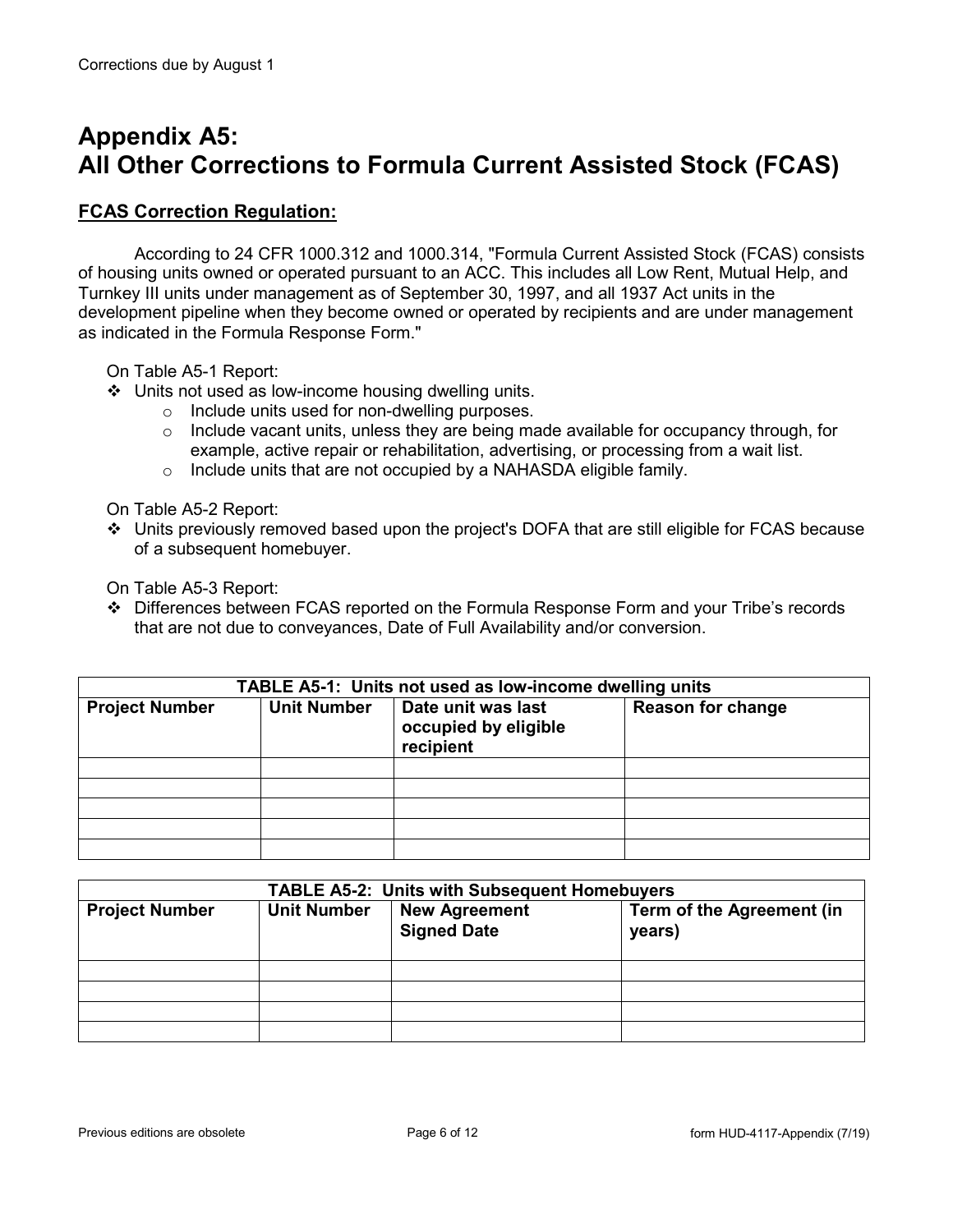Corrections due by August 1

# Appendix A5: All Other Corrections to Formula Current Assisted Stock (FCAS)

## FCAS Correction Regulation:

According to 24 CFR 1000.312 and 1000.314, "Formula Current Assisted Stock (FCAS) consists of housing units owned or operated pursuant to an ACC. This includes all Low Rent, Mutual Help, and Turnkey III units under management as of September 30, 1997, and all 1937 Act units in the development pipeline when they become owned or operated by recipients and are under management as indicated in the Formula Response Form."

On Table A5-1 Report:

- Units not used as low-income housing dwelling units.
  - Include units used for non-dwelling purposes.
  - Include vacant units, unless they are being made available for occupancy through, for example, active repair or rehabilitation, advertising, or processing from a wait list.
  - Include units that are not occupied by a NAHASDA eligible family.

On Table A5-2 Report:

- Units previously removed based upon the project's DOFA that are still eligible for FCAS because of a subsequent homebuyer.

On Table A5-3 Report:

- Differences between FCAS reported on the Formula Response Form and your Tribe's records that are not due to conveyances, Date of Full Availability and/or conversion.

| TABLE A5-1: Units not used as low-income dwelling units | | | |
|---|---|---|---|
| **Project Number** | **Unit Number** | **Date unit was last occupied by eligible recipient** | **Reason for change** |
| | | | |
| | | | |
| | | | |
| | | | |
| | | | |

| TABLE A5-2: Units with Subsequent Homebuyers | | | |
|---|---|---|---|
| **Project Number** | **Unit Number** | **New Agreement Signed Date** | **Term of the Agreement (in years)** |
| | | | |
| | | | |
| | | | |
| | | | |

Previous editions are obsolete

form HUD-4117-Appendix (7/19)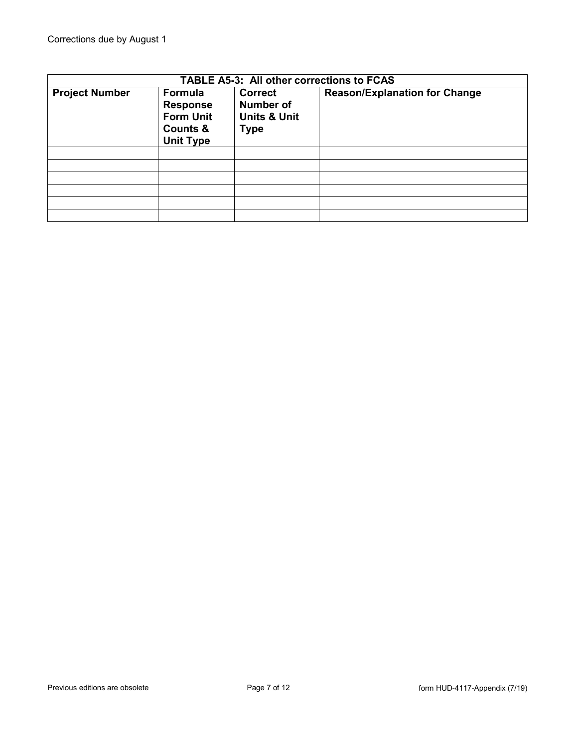Corrections due by August 1

| TABLE A5-3: All other corrections to FCAS | | | |
|---|---|---|---|
| **Project Number** | **Formula Response Form Unit Counts & Unit Type** | **Correct Number of Units & Unit Type** | **Reason/Explanation for Change** |
| | | | |
| | | | |
| | | | |
| | | | |
| | | | |
| | | | |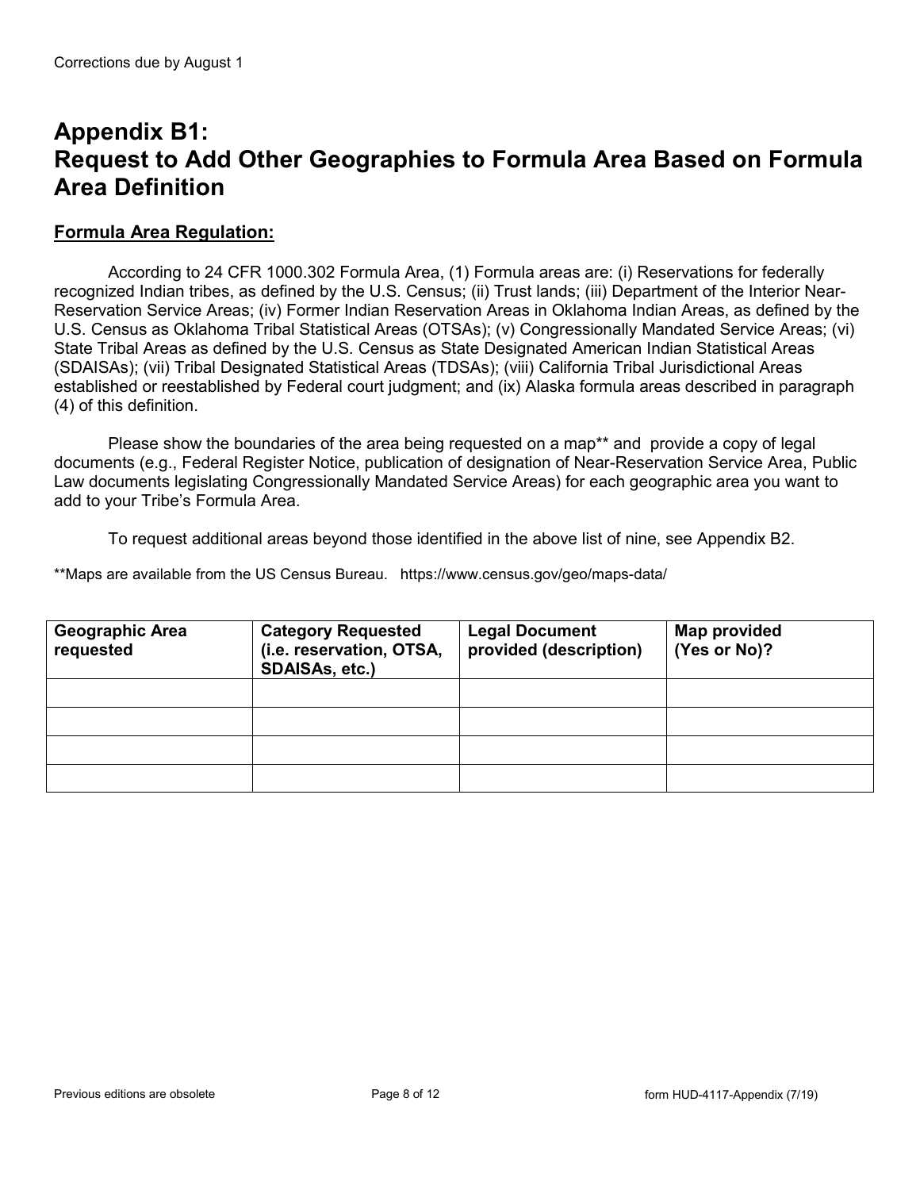Corrections due by August 1

# Appendix B1: Request to Add Other Geographies to Formula Area Based on Formula Area Definition

## Formula Area Regulation:

According to 24 CFR 1000.302 Formula Area, (1) Formula areas are: (i) Reservations for federally recognized Indian tribes, as defined by the U.S. Census; (ii) Trust lands; (iii) Department of the Interior Near-Reservation Service Areas; (iv) Former Indian Reservation Areas in Oklahoma Indian Areas, as defined by the U.S. Census as Oklahoma Tribal Statistical Areas (OTSAs); (v) Congressionally Mandated Service Areas; (vi) State Tribal Areas as defined by the U.S. Census as State Designated American Indian Statistical Areas (SDAISAs); (vii) Tribal Designated Statistical Areas (TDSAs); (viii) California Tribal Jurisdictional Areas established or reestablished by Federal court judgment; and (ix) Alaska formula areas described in paragraph (4) of this definition.

Please show the boundaries of the area being requested on a map** and provide a copy of legal documents (e.g., Federal Register Notice, publication of designation of Near-Reservation Service Area, Public Law documents legislating Congressionally Mandated Service Areas) for each geographic area you want to add to your Tribe's Formula Area.

To request additional areas beyond those identified in the above list of nine, see Appendix B2.

**Maps are available from the US Census Bureau. https://www.census.gov/geo/maps-data/

| Geographic Area requested | Category Requested (i.e. reservation, OTSA, SDAISAs, etc.) | Legal Document provided (description) | Map provided (Yes or No)? |
|---|---|---|---|
| | | | |
| | | | |
| | | | |
| | | | |

Previous editions are obsolete

form HUD-4117-Appendix (7/19)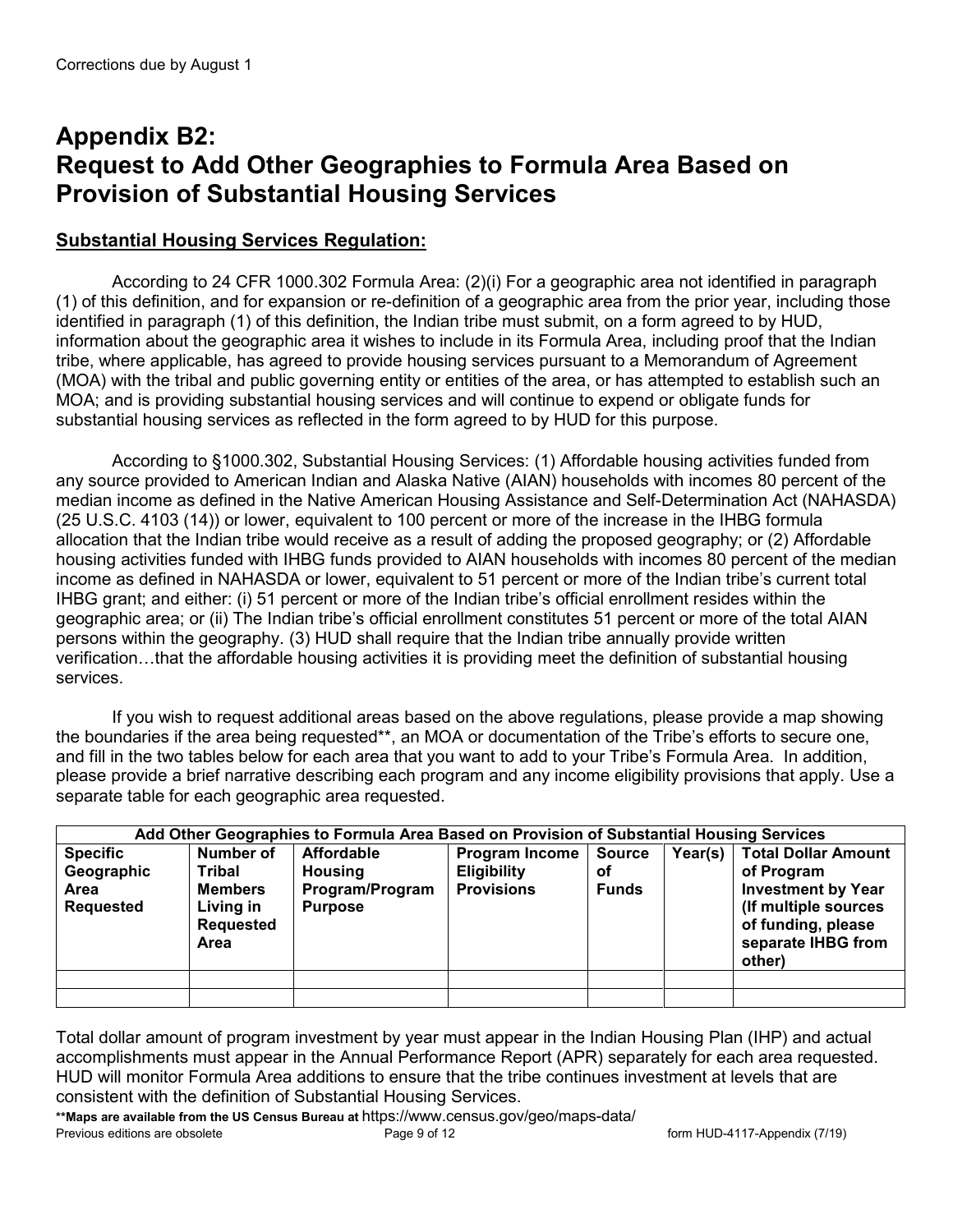Corrections due by August 1

# Appendix B2: Request to Add Other Geographies to Formula Area Based on Provision of Substantial Housing Services

## Substantial Housing Services Regulation:

According to 24 CFR 1000.302 Formula Area: (2)(i) For a geographic area not identified in paragraph (1) of this definition, and for expansion or re-definition of a geographic area from the prior year, including those identified in paragraph (1) of this definition, the Indian tribe must submit, on a form agreed to by HUD, information about the geographic area it wishes to include in its Formula Area, including proof that the Indian tribe, where applicable, has agreed to provide housing services pursuant to a Memorandum of Agreement (MOA) with the tribal and public governing entity or entities of the area, or has attempted to establish such an MOA; and is providing substantial housing services and will continue to expend or obligate funds for substantial housing services as reflected in the form agreed to by HUD for this purpose.

According to §1000.302, Substantial Housing Services: (1) Affordable housing activities funded from any source provided to American Indian and Alaska Native (AIAN) households with incomes 80 percent of the median income as defined in the Native American Housing Assistance and Self-Determination Act (NAHASDA) (25 U.S.C. 4103 (14)) or lower, equivalent to 100 percent or more of the increase in the IHBG formula allocation that the Indian tribe would receive as a result of adding the proposed geography; or (2) Affordable housing activities funded with IHBG funds provided to AIAN households with incomes 80 percent of the median income as defined in NAHASDA or lower, equivalent to 51 percent or more of the Indian tribe's current total IHBG grant; and either: (i) 51 percent or more of the Indian tribe's official enrollment resides within the geographic area; or (ii) The Indian tribe's official enrollment constitutes 51 percent or more of the total AIAN persons within the geography. (3) HUD shall require that the Indian tribe annually provide written verification…that the affordable housing activities it is providing meet the definition of substantial housing services.

If you wish to request additional areas based on the above regulations, please provide a map showing the boundaries if the area being requested**, an MOA or documentation of the Tribe's efforts to secure one, and fill in the two tables below for each area that you want to add to your Tribe's Formula Area. In addition, please provide a brief narrative describing each program and any income eligibility provisions that apply. Use a separate table for each geographic area requested.

| **Add Other Geographies to Formula Area Based on Provision of Substantial Housing Services** | | | | | | |
|---|---|---|---|---|---|---|
| **Specific Geographic Area Requested** | **Number of Tribal Members Living in Requested Area** | **Affordable Housing Program/Program Purpose** | **Program Income Eligibility Provisions** | **Source of Funds** | **Year(s)** | **Total Dollar Amount of Program Investment by Year (If multiple sources of funding, please separate IHBG from other)** |
| | | | | | | |
| | | | | | | |

Total dollar amount of program investment by year must appear in the Indian Housing Plan (IHP) and actual accomplishments must appear in the Annual Performance Report (APR) separately for each area requested. HUD will monitor Formula Area additions to ensure that the tribe continues investment at levels that are consistent with the definition of Substantial Housing Services.

****Maps are available from the US Census Bureau at** https://www.census.gov/geo/maps-data/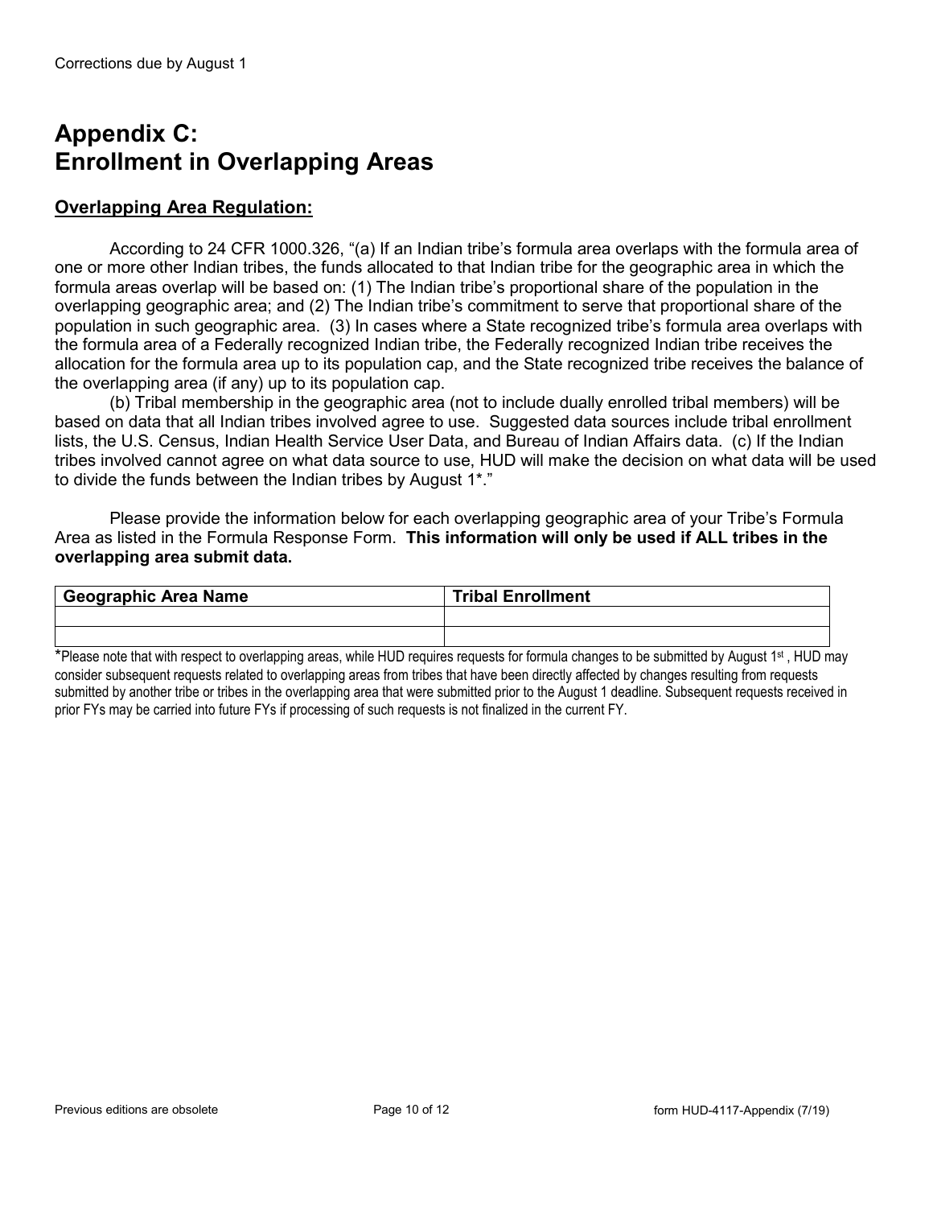# Appendix C: Enrollment in Overlapping Areas

## Overlapping Area Regulation:

According to 24 CFR 1000.326, "(a) If an Indian tribe's formula area overlaps with the formula area of one or more other Indian tribes, the funds allocated to that Indian tribe for the geographic area in which the formula areas overlap will be based on: (1) The Indian tribe's proportional share of the population in the overlapping geographic area; and (2) The Indian tribe's commitment to serve that proportional share of the population in such geographic area. (3) In cases where a State recognized tribe's formula area overlaps with the formula area of a Federally recognized Indian tribe, the Federally recognized Indian tribe receives the allocation for the formula area up to its population cap, and the State recognized tribe receives the balance of the overlapping area (if any) up to its population cap.

(b) Tribal membership in the geographic area (not to include dually enrolled tribal members) will be based on data that all Indian tribes involved agree to use. Suggested data sources include tribal enrollment lists, the U.S. Census, Indian Health Service User Data, and Bureau of Indian Affairs data. (c) If the Indian tribes involved cannot agree on what data source to use, HUD will make the decision on what data will be used to divide the funds between the Indian tribes by August 1*."

Please provide the information below for each overlapping geographic area of your Tribe's Formula Area as listed in the Formula Response Form. **This information will only be used if ALL tribes in the overlapping area submit data.**

| Geographic Area Name | Tribal Enrollment |
| --- | --- |
| | |
| | |

*Please note that with respect to overlapping areas, while HUD requires requests for formula changes to be submitted by August 1st, HUD may consider subsequent requests related to overlapping areas from tribes that have been directly affected by changes resulting from requests submitted by another tribe or tribes in the overlapping area that were submitted prior to the August 1 deadline. Subsequent requests received in prior FYs may be carried into future FYs if processing of such requests is not finalized in the current FY.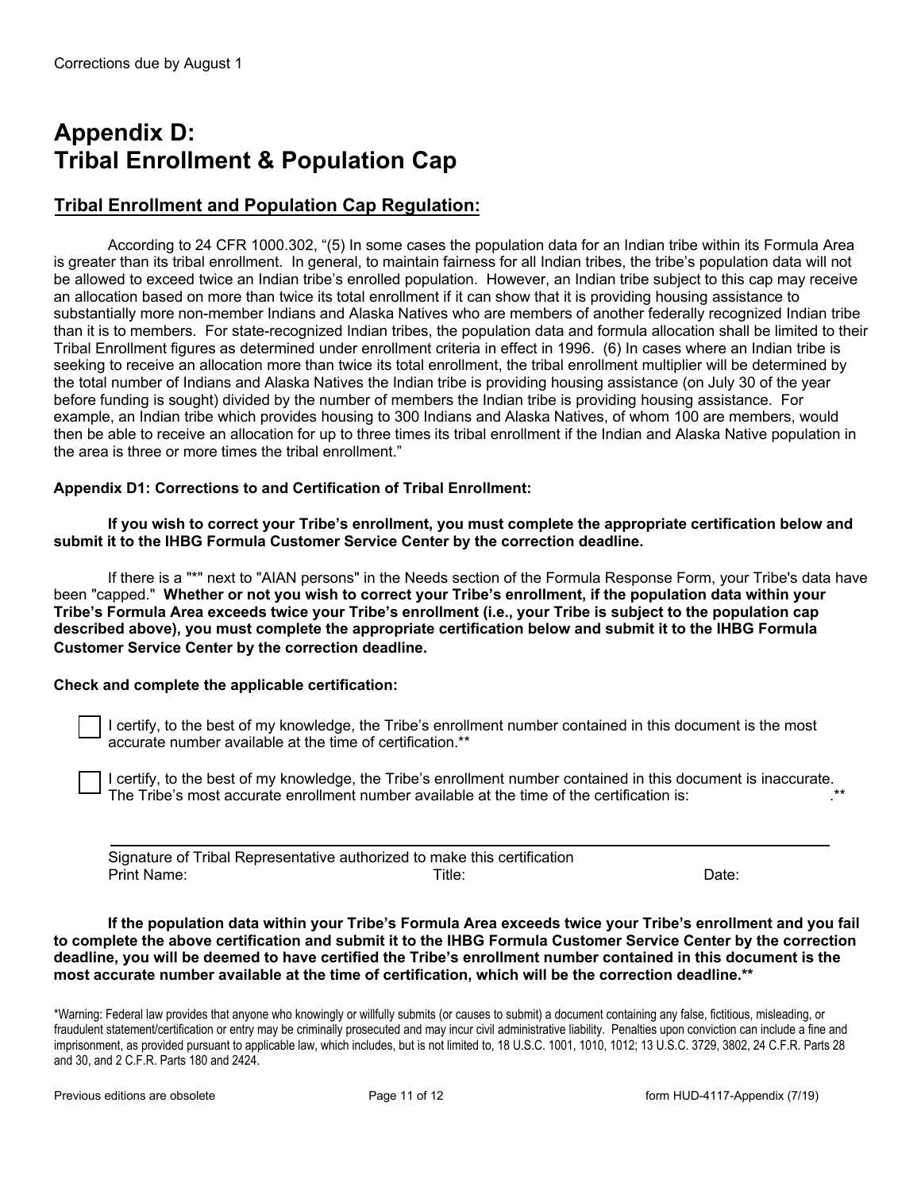Corrections due by August 1

# Appendix D: Tribal Enrollment & Population Cap

## Tribal Enrollment and Population Cap Regulation:

According to 24 CFR 1000.302, "(5) In some cases the population data for an Indian tribe within its Formula Area is greater than its tribal enrollment. In general, to maintain fairness for all Indian tribes, the tribe's population data will not be allowed to exceed twice an Indian tribe's enrolled population. However, an Indian tribe subject to this cap may receive an allocation based on more than twice its total enrollment if it can show that it is providing housing assistance to substantially more non-member Indians and Alaska Natives who are members of another federally recognized Indian tribe than it is to members. For state-recognized Indian tribes, the population data and formula allocation shall be limited to their Tribal Enrollment figures as determined under enrollment criteria in effect in 1996. (6) In cases where an Indian tribe is seeking to receive an allocation more than twice its total enrollment, the tribal enrollment multiplier will be determined by the total number of Indians and Alaska Natives the Indian tribe is providing housing assistance (on July 30 of the year before funding is sought) divided by the number of members the Indian tribe is providing housing assistance. For example, an Indian tribe which provides housing to 300 Indians and Alaska Natives, of whom 100 are members, would then be able to receive an allocation for up to three times its tribal enrollment if the Indian and Alaska Native population in the area is three or more times the tribal enrollment."

**Appendix D1: Corrections to and Certification of Tribal Enrollment:**

**If you wish to correct your Tribe's enrollment, you must complete the appropriate certification below and submit it to the IHBG Formula Customer Service Center by the correction deadline.**

If there is a "*" next to "AIAN persons" in the Needs section of the Formula Response Form, your Tribe's data have been "capped." **Whether or not you wish to correct your Tribe's enrollment, if the population data within your Tribe's Formula Area exceeds twice your Tribe's enrollment (i.e., your Tribe is subject to the population cap described above), you must complete the appropriate certification below and submit it to the IHBG Formula Customer Service Center by the correction deadline.**

**Check and complete the applicable certification:**

☐ I certify, to the best of my knowledge, the Tribe's enrollment number contained in this document is the most accurate number available at the time of certification.**

☐ I certify, to the best of my knowledge, the Tribe's enrollment number contained in this document is inaccurate. The Tribe's most accurate enrollment number available at the time of the certification is: ____________.**

______________________________________________

Signature of Tribal Representative authorized to make this certification

Print Name: Title: Date:

**If the population data within your Tribe's Formula Area exceeds twice your Tribe's enrollment and you fail to complete the above certification and submit it to the IHBG Formula Customer Service Center by the correction deadline, you will be deemed to have certified the Tribe's enrollment number contained in this document is the most accurate number available at the time of certification, which will be the correction deadline.****

*Warning: Federal law provides that anyone who knowingly or willfully submits (or causes to submit) a document containing any false, fictitious, misleading, or fraudulent statement/certification or entry may be criminally prosecuted and may incur civil administrative liability. Penalties upon conviction can include a fine and imprisonment, as provided pursuant to applicable law, which includes, but is not limited to, 18 U.S.C. 1001, 1010, 1012; 13 U.S.C. 3729, 3802, 24 C.F.R. Parts 28 and 30, and 2 C.F.R. Parts 180 and 2424.

Previous editions are obsolete | form HUD-4117-Appendix (7/19)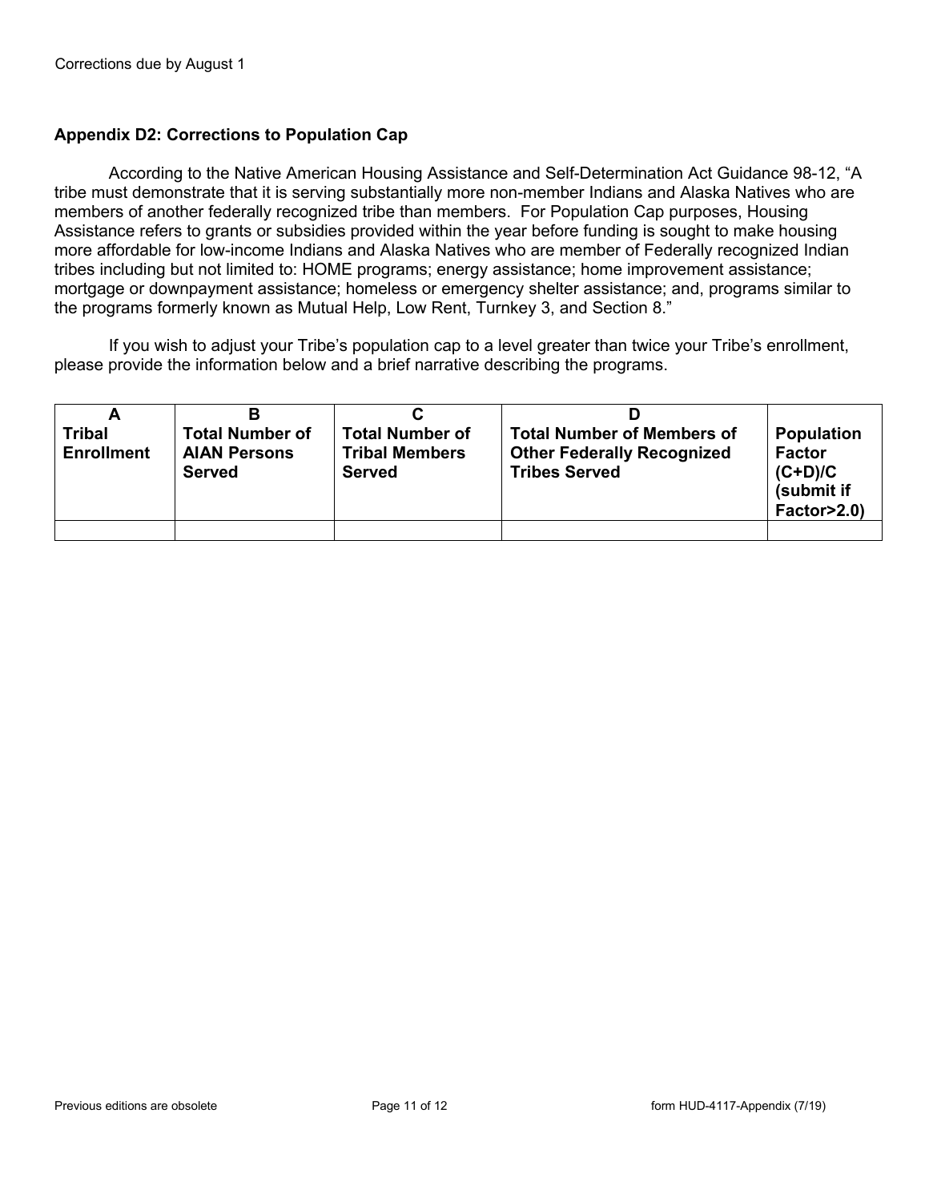Corrections due by August 1

### Appendix D2: Corrections to Population Cap

According to the Native American Housing Assistance and Self-Determination Act Guidance 98-12, "A tribe must demonstrate that it is serving substantially more non-member Indians and Alaska Natives who are members of another federally recognized tribe than members. For Population Cap purposes, Housing Assistance refers to grants or subsidies provided within the year before funding is sought to make housing more affordable for low-income Indians and Alaska Natives who are member of Federally recognized Indian tribes including but not limited to: HOME programs; energy assistance; home improvement assistance; mortgage or downpayment assistance; homeless or emergency shelter assistance; and, programs similar to the programs formerly known as Mutual Help, Low Rent, Turnkey 3, and Section 8."

If you wish to adjust your Tribe's population cap to a level greater than twice your Tribe's enrollment, please provide the information below and a brief narrative describing the programs.

| **A** **Tribal Enrollment** | **B** **Total Number of AIAN Persons Served** | **C** **Total Number of Tribal Members Served** | **D** **Total Number of Members of Other Federally Recognized Tribes Served** | **Population Factor (C+D)/C (submit if Factor>2.0)** |
|---|---|---|---|---|
| | | | | |